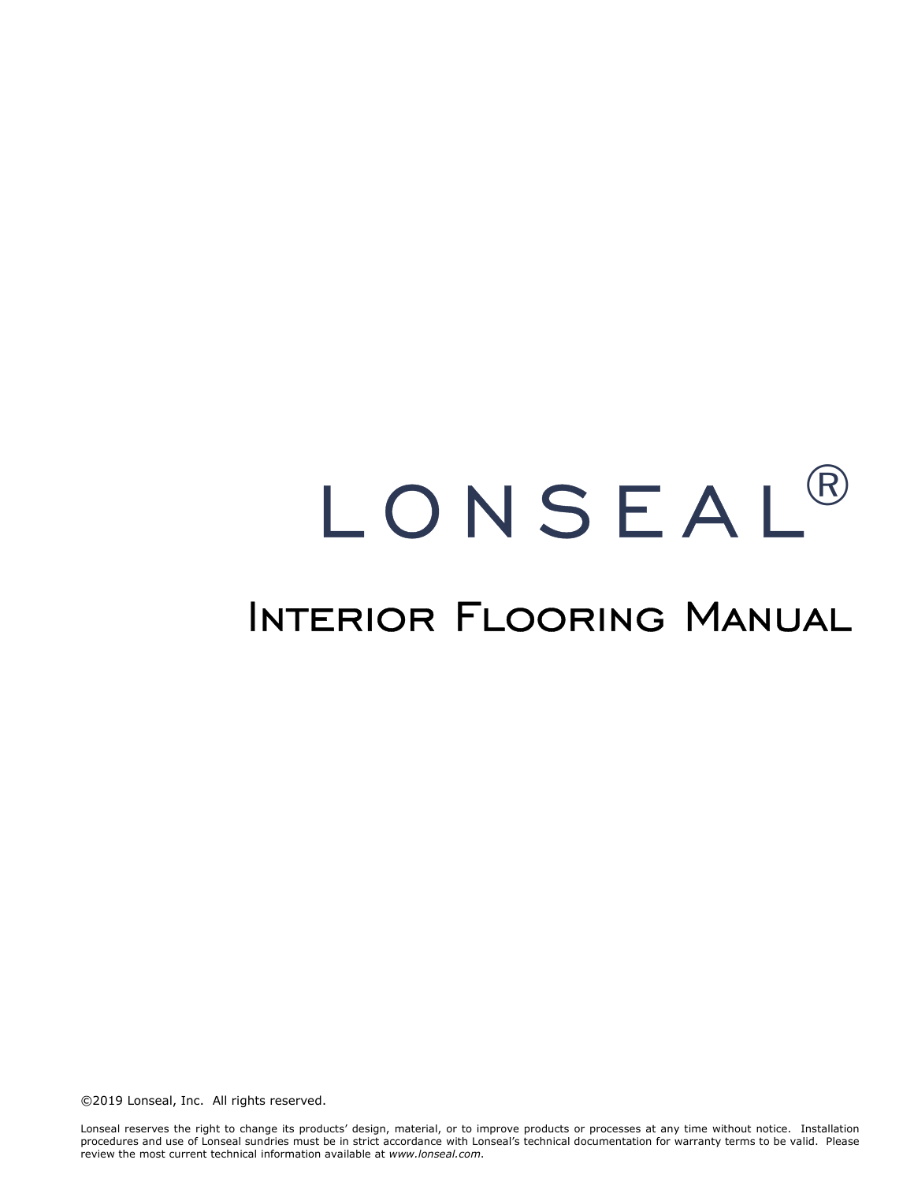# LONSEAL®

## Interior Flooring Manual

©2019 Lonseal, Inc. All rights reserved.

Lonseal reserves the right to change its products' design, material, or to improve products or processes at any time without notice. Installation procedures and use of Lonseal sundries must be in strict accordance with Lonseal's technical documentation for warranty terms to be valid. Please review the most current technical information available at *www.lonseal.com*.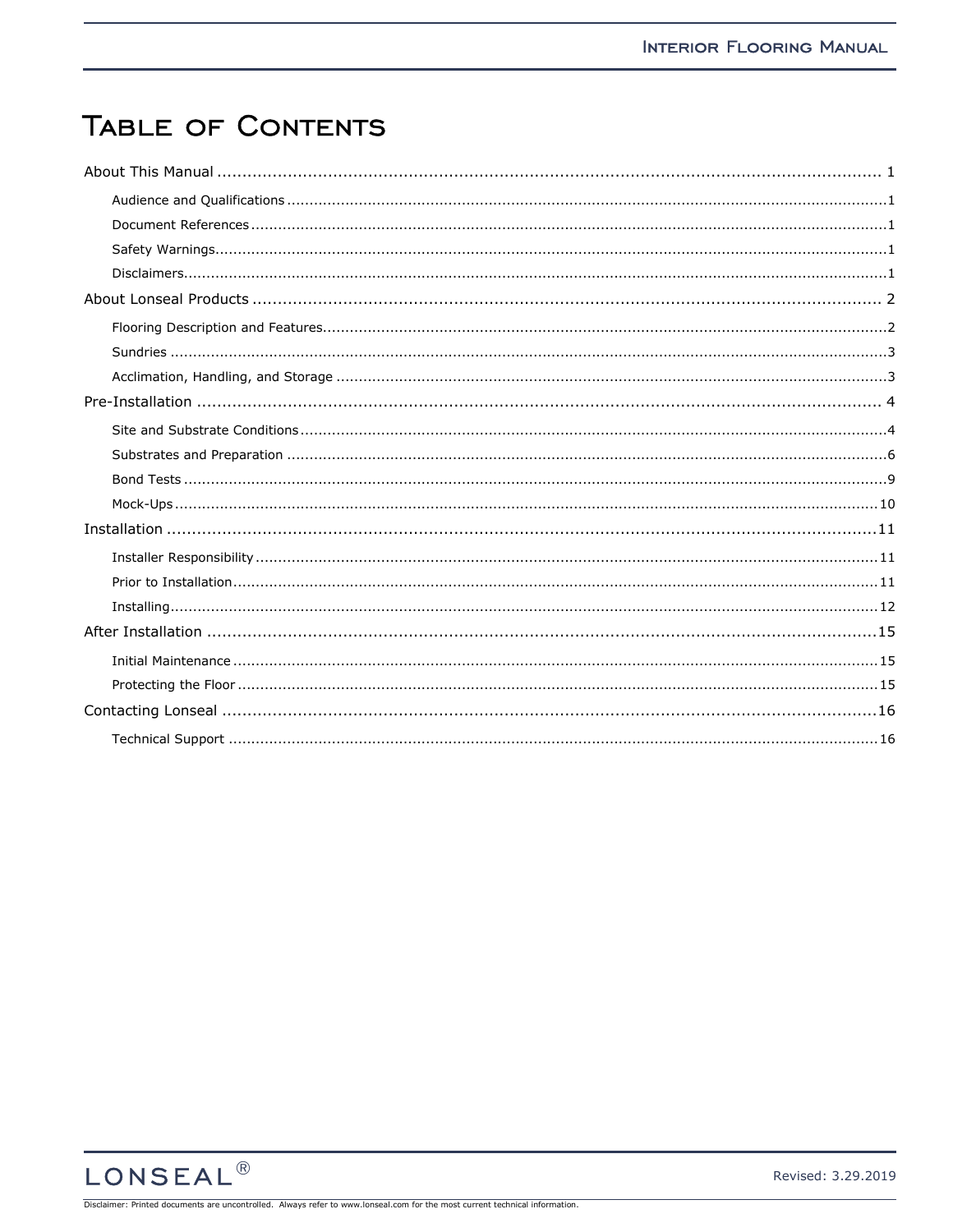# Table of Contents

About This Manual ........................................................................................................................ 1

- Audience and Qualifications ........................................................................................................ 1
- Document References ................................................................................................................ 1
- Safety Warnings ......................................................................................................................... 1
- Disclaimers ................................................................................................................................. 1

About Lonseal Products ................................................................................................................ 2

- Flooring Description and Features ............................................................................................... 2
- Sundries .................................................................................................................................... 3
- Acclimation, Handling, and Storage ............................................................................................. 3

Pre-Installation ............................................................................................................................. 4

- Site and Substrate Conditions ...................................................................................................... 4
- Substrates and Preparation ......................................................................................................... 6
- Bond Tests ................................................................................................................................. 9
- Mock-Ups .................................................................................................................................. 10

Installation .................................................................................................................................. 11

- Installer Responsibility ............................................................................................................... 11
- Prior to Installation ..................................................................................................................... 11
- Installing .................................................................................................................................. 12

After Installation ......................................................................................................................... 15

- Initial Maintenance .................................................................................................................... 15
- Protecting the Floor ................................................................................................................... 15

Contacting Lonseal ...................................................................................................................... 16

- Technical Support ..................................................................................................................... 16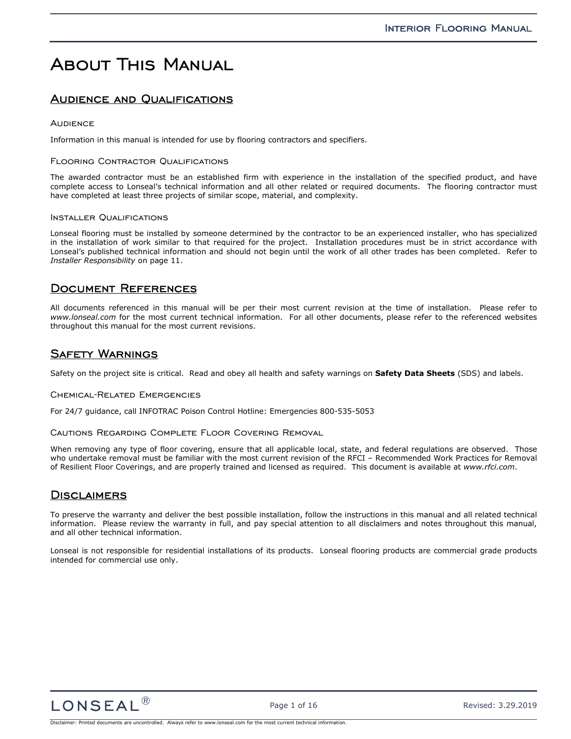# About This Manual

## Audience and Qualifications

### Audience

Information in this manual is intended for use by flooring contractors and specifiers.

### Flooring Contractor Qualifications

The awarded contractor must be an established firm with experience in the installation of the specified product, and have complete access to Lonseal's technical information and all other related or required documents. The flooring contractor must have completed at least three projects of similar scope, material, and complexity.

### Installer Qualifications

Lonseal flooring must be installed by someone determined by the contractor to be an experienced installer, who has specialized in the installation of work similar to that required for the project. Installation procedures must be in strict accordance with Lonseal's published technical information and should not begin until the work of all other trades has been completed. Refer to *Installer Responsibility* on page 11.

## Document References

All documents referenced in this manual will be per their most current revision at the time of installation. Please refer to *www.lonseal.com* for the most current technical information. For all other documents, please refer to the referenced websites throughout this manual for the most current revisions.

## Safety Warnings

Safety on the project site is critical. Read and obey all health and safety warnings on **Safety Data Sheets** (SDS) and labels.

### Chemical-Related Emergencies

For 24/7 guidance, call INFOTRAC Poison Control Hotline: Emergencies 800-535-5053

### Cautions Regarding Complete Floor Covering Removal

When removing any type of floor covering, ensure that all applicable local, state, and federal regulations are observed. Those who undertake removal must be familiar with the most current revision of the RFCI – Recommended Work Practices for Removal of Resilient Floor Coverings, and are properly trained and licensed as required. This document is available at *www.rfci.com*.

## Disclaimers

To preserve the warranty and deliver the best possible installation, follow the instructions in this manual and all related technical information. Please review the warranty in full, and pay special attention to all disclaimers and notes throughout this manual, and all other technical information.

Lonseal is not responsible for residential installations of its products. Lonseal flooring products are commercial grade products intended for commercial use only.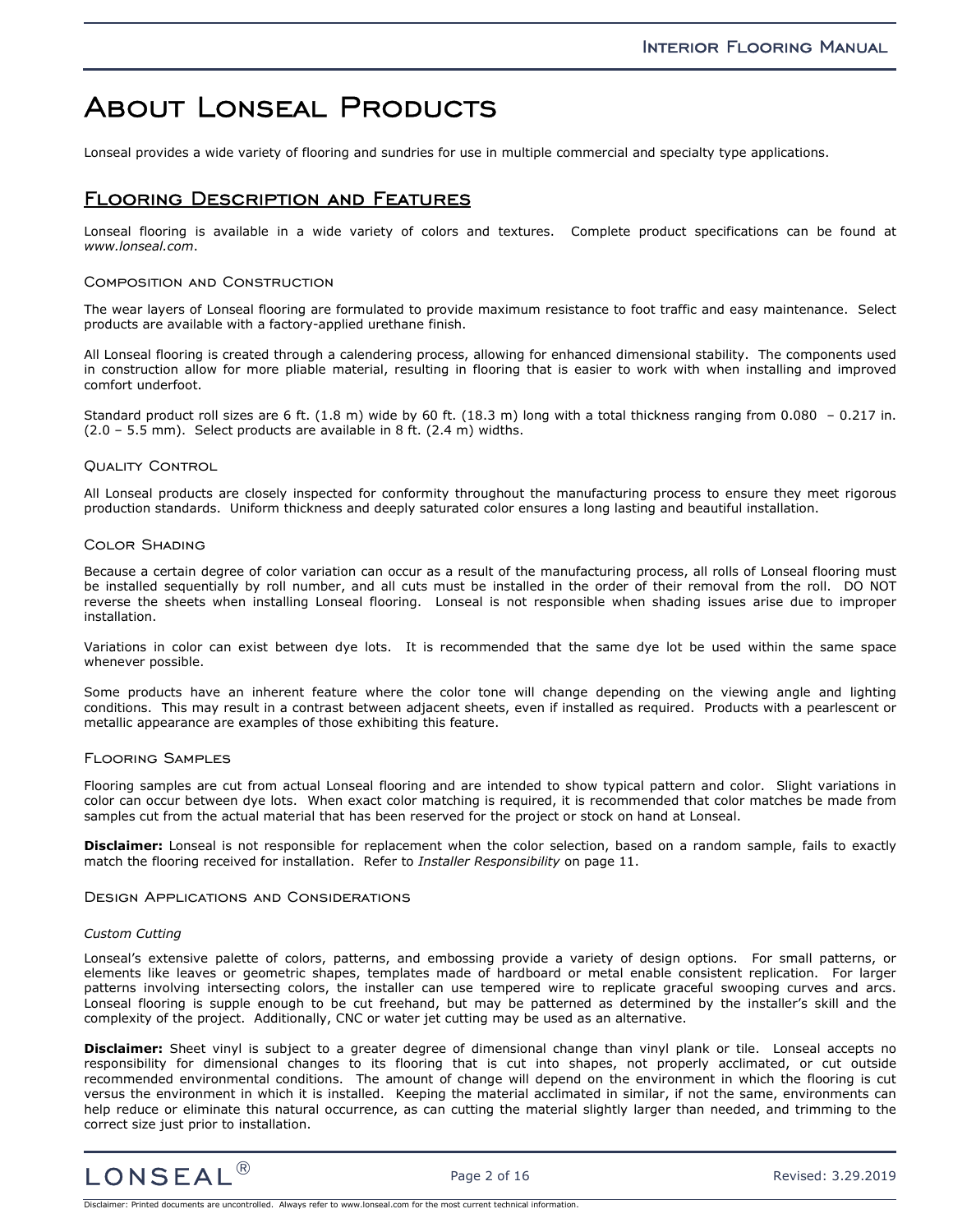# About Lonseal Products

Lonseal provides a wide variety of flooring and sundries for use in multiple commercial and specialty type applications.

## Flooring Description and Features

Lonseal flooring is available in a wide variety of colors and textures. Complete product specifications can be found at *www.lonseal.com*.

### Composition and Construction

The wear layers of Lonseal flooring are formulated to provide maximum resistance to foot traffic and easy maintenance. Select products are available with a factory-applied urethane finish.

All Lonseal flooring is created through a calendering process, allowing for enhanced dimensional stability. The components used in construction allow for more pliable material, resulting in flooring that is easier to work with when installing and improved comfort underfoot.

Standard product roll sizes are 6 ft. (1.8 m) wide by 60 ft. (18.3 m) long with a total thickness ranging from 0.080 – 0.217 in. (2.0 – 5.5 mm). Select products are available in 8 ft. (2.4 m) widths.

### Quality Control

All Lonseal products are closely inspected for conformity throughout the manufacturing process to ensure they meet rigorous production standards. Uniform thickness and deeply saturated color ensures a long lasting and beautiful installation.

### Color Shading

Because a certain degree of color variation can occur as a result of the manufacturing process, all rolls of Lonseal flooring must be installed sequentially by roll number, and all cuts must be installed in the order of their removal from the roll. DO NOT reverse the sheets when installing Lonseal flooring. Lonseal is not responsible when shading issues arise due to improper installation.

Variations in color can exist between dye lots. It is recommended that the same dye lot be used within the same space whenever possible.

Some products have an inherent feature where the color tone will change depending on the viewing angle and lighting conditions. This may result in a contrast between adjacent sheets, even if installed as required. Products with a pearlescent or metallic appearance are examples of those exhibiting this feature.

### Flooring Samples

Flooring samples are cut from actual Lonseal flooring and are intended to show typical pattern and color. Slight variations in color can occur between dye lots. When exact color matching is required, it is recommended that color matches be made from samples cut from the actual material that has been reserved for the project or stock on hand at Lonseal.

**Disclaimer:** Lonseal is not responsible for replacement when the color selection, based on a random sample, fails to exactly match the flooring received for installation. Refer to *Installer Responsibility* on page 11.

### Design Applications and Considerations

*Custom Cutting*

Lonseal's extensive palette of colors, patterns, and embossing provide a variety of design options. For small patterns, or elements like leaves or geometric shapes, templates made of hardboard or metal enable consistent replication. For larger patterns involving intersecting colors, the installer can use tempered wire to replicate graceful swooping curves and arcs. Lonseal flooring is supple enough to be cut freehand, but may be patterned as determined by the installer's skill and the complexity of the project. Additionally, CNC or water jet cutting may be used as an alternative.

**Disclaimer:** Sheet vinyl is subject to a greater degree of dimensional change than vinyl plank or tile. Lonseal accepts no responsibility for dimensional changes to its flooring that is cut into shapes, not properly acclimated, or cut outside recommended environmental conditions. The amount of change will depend on the environment in which the flooring is cut versus the environment in which it is installed. Keeping the material acclimated in similar, if not the same, environments can help reduce or eliminate this natural occurrence, as can cutting the material slightly larger than needed, and trimming to the correct size just prior to installation.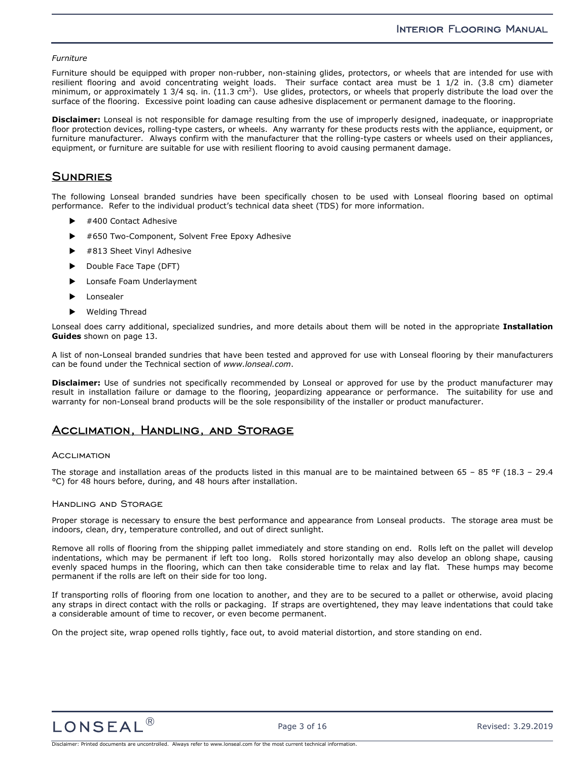*Furniture*

Furniture should be equipped with proper non-rubber, non-staining glides, protectors, or wheels that are intended for use with resilient flooring and avoid concentrating weight loads. Their surface contact area must be 1 1/2 in. (3.8 cm) diameter minimum, or approximately 1 3/4 sq. in. (11.3 $cm^2$). Use glides, protectors, or wheels that properly distribute the load over the surface of the flooring. Excessive point loading can cause adhesive displacement or permanent damage to the flooring.

**Disclaimer:** Lonseal is not responsible for damage resulting from the use of improperly designed, inadequate, or inappropriate floor protection devices, rolling-type casters, or wheels. Any warranty for these products rests with the appliance, equipment, or furniture manufacturer. Always confirm with the manufacturer that the rolling-type casters or wheels used on their appliances, equipment, or furniture are suitable for use with resilient flooring to avoid causing permanent damage.

## Sundries

The following Lonseal branded sundries have been specifically chosen to be used with Lonseal flooring based on optimal performance. Refer to the individual product's technical data sheet (TDS) for more information.

- #400 Contact Adhesive
- #650 Two-Component, Solvent Free Epoxy Adhesive
- #813 Sheet Vinyl Adhesive
- Double Face Tape (DFT)
- Lonsafe Foam Underlayment
- Lonsealer
- Welding Thread

Lonseal does carry additional, specialized sundries, and more details about them will be noted in the appropriate **Installation Guides** shown on page 13.

A list of non-Lonseal branded sundries that have been tested and approved for use with Lonseal flooring by their manufacturers can be found under the Technical section of *www.lonseal.com*.

**Disclaimer:** Use of sundries not specifically recommended by Lonseal or approved for use by the product manufacturer may result in installation failure or damage to the flooring, jeopardizing appearance or performance. The suitability for use and warranty for non-Lonseal brand products will be the sole responsibility of the installer or product manufacturer.

## Acclimation, Handling, and Storage

### Acclimation

The storage and installation areas of the products listed in this manual are to be maintained between 65 – 85 °F (18.3 – 29.4 °C) for 48 hours before, during, and 48 hours after installation.

### Handling and Storage

Proper storage is necessary to ensure the best performance and appearance from Lonseal products. The storage area must be indoors, clean, dry, temperature controlled, and out of direct sunlight.

Remove all rolls of flooring from the shipping pallet immediately and store standing on end. Rolls left on the pallet will develop indentations, which may be permanent if left too long. Rolls stored horizontally may also develop an oblong shape, causing evenly spaced humps in the flooring, which can then take considerable time to relax and lay flat. These humps may become permanent if the rolls are left on their side for too long.

If transporting rolls of flooring from one location to another, and they are to be secured to a pallet or otherwise, avoid placing any straps in direct contact with the rolls or packaging. If straps are overtightened, they may leave indentations that could take a considerable amount of time to recover, or even become permanent.

On the project site, wrap opened rolls tightly, face out, to avoid material distortion, and store standing on end.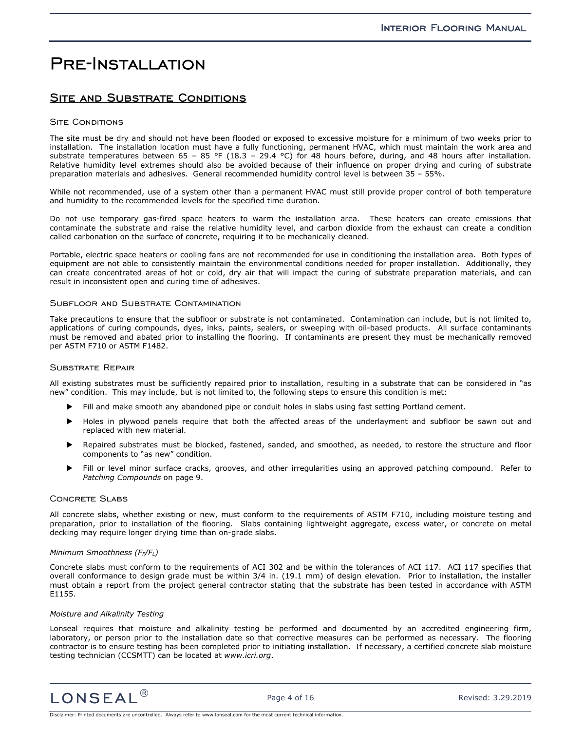# Pre-Installation

## Site and Substrate Conditions

### Site Conditions

The site must be dry and should not have been flooded or exposed to excessive moisture for a minimum of two weeks prior to installation. The installation location must have a fully functioning, permanent HVAC, which must maintain the work area and substrate temperatures between 65 – 85 °F (18.3 – 29.4 °C) for 48 hours before, during, and 48 hours after installation. Relative humidity level extremes should also be avoided because of their influence on proper drying and curing of substrate preparation materials and adhesives. General recommended humidity control level is between 35 – 55%.

While not recommended, use of a system other than a permanent HVAC must still provide proper control of both temperature and humidity to the recommended levels for the specified time duration.

Do not use temporary gas-fired space heaters to warm the installation area. These heaters can create emissions that contaminate the substrate and raise the relative humidity level, and carbon dioxide from the exhaust can create a condition called carbonation on the surface of concrete, requiring it to be mechanically cleaned.

Portable, electric space heaters or cooling fans are not recommended for use in conditioning the installation area. Both types of equipment are not able to consistently maintain the environmental conditions needed for proper installation. Additionally, they can create concentrated areas of hot or cold, dry air that will impact the curing of substrate preparation materials, and can result in inconsistent open and curing time of adhesives.

### Subfloor and Substrate Contamination

Take precautions to ensure that the subfloor or substrate is not contaminated. Contamination can include, but is not limited to, applications of curing compounds, dyes, inks, paints, sealers, or sweeping with oil-based products. All surface contaminants must be removed and abated prior to installing the flooring. If contaminants are present they must be mechanically removed per ASTM F710 or ASTM F1482.

### Substrate Repair

All existing substrates must be sufficiently repaired prior to installation, resulting in a substrate that can be considered in "as new" condition. This may include, but is not limited to, the following steps to ensure this condition is met:

- Fill and make smooth any abandoned pipe or conduit holes in slabs using fast setting Portland cement.
- Holes in plywood panels require that both the affected areas of the underlayment and subfloor be sawn out and replaced with new material.
- Repaired substrates must be blocked, fastened, sanded, and smoothed, as needed, to restore the structure and floor components to "as new" condition.
- Fill or level minor surface cracks, grooves, and other irregularities using an approved patching compound. Refer to *Patching Compounds* on page 9.

### Concrete Slabs

All concrete slabs, whether existing or new, must conform to the requirements of ASTM F710, including moisture testing and preparation, prior to installation of the flooring. Slabs containing lightweight aggregate, excess water, or concrete on metal decking may require longer drying time than on-grade slabs.

*Minimum Smoothness ($F_F$/$F_L$)*

Concrete slabs must conform to the requirements of ACI 302 and be within the tolerances of ACI 117. ACI 117 specifies that overall conformance to design grade must be within 3/4 in. (19.1 mm) of design elevation. Prior to installation, the installer must obtain a report from the project general contractor stating that the substrate has been tested in accordance with ASTM E1155.

*Moisture and Alkalinity Testing*

Lonseal requires that moisture and alkalinity testing be performed and documented by an accredited engineering firm, laboratory, or person prior to the installation date so that corrective measures can be performed as necessary. The flooring contractor is to ensure testing has been completed prior to initiating installation. If necessary, a certified concrete slab moisture testing technician (CCSMTT) can be located at *www.icri.org*.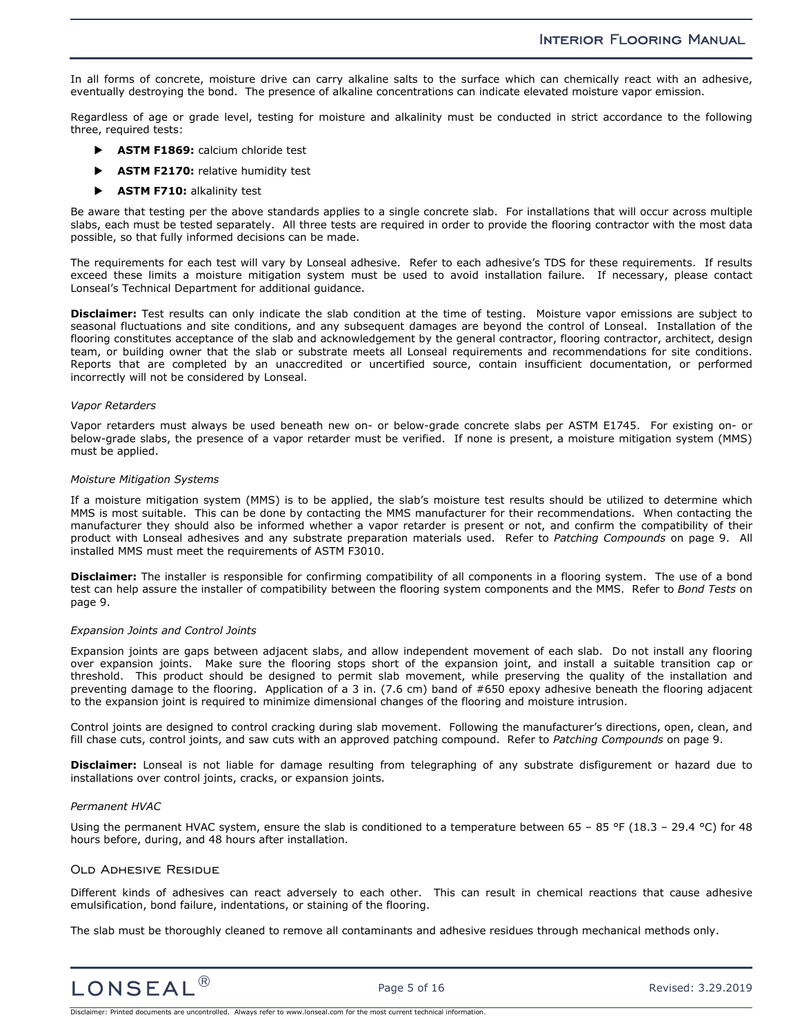In all forms of concrete, moisture drive can carry alkaline salts to the surface which can chemically react with an adhesive, eventually destroying the bond. The presence of alkaline concentrations can indicate elevated moisture vapor emission.

Regardless of age or grade level, testing for moisture and alkalinity must be conducted in strict accordance to the following three, required tests:

- **ASTM F1869:** calcium chloride test
- **ASTM F2170:** relative humidity test
- **ASTM F710:** alkalinity test

Be aware that testing per the above standards applies to a single concrete slab. For installations that will occur across multiple slabs, each must be tested separately. All three tests are required in order to provide the flooring contractor with the most data possible, so that fully informed decisions can be made.

The requirements for each test will vary by Lonseal adhesive. Refer to each adhesive's TDS for these requirements. If results exceed these limits a moisture mitigation system must be used to avoid installation failure. If necessary, please contact Lonseal's Technical Department for additional guidance.

**Disclaimer:** Test results can only indicate the slab condition at the time of testing. Moisture vapor emissions are subject to seasonal fluctuations and site conditions, and any subsequent damages are beyond the control of Lonseal. Installation of the flooring constitutes acceptance of the slab and acknowledgement by the general contractor, flooring contractor, architect, design team, or building owner that the slab or substrate meets all Lonseal requirements and recommendations for site conditions. Reports that are completed by an unaccredited or uncertified source, contain insufficient documentation, or performed incorrectly will not be considered by Lonseal.

*Vapor Retarders*

Vapor retarders must always be used beneath new on- or below-grade concrete slabs per ASTM E1745. For existing on- or below-grade slabs, the presence of a vapor retarder must be verified. If none is present, a moisture mitigation system (MMS) must be applied.

*Moisture Mitigation Systems*

If a moisture mitigation system (MMS) is to be applied, the slab's moisture test results should be utilized to determine which MMS is most suitable. This can be done by contacting the MMS manufacturer for their recommendations. When contacting the manufacturer they should also be informed whether a vapor retarder is present or not, and confirm the compatibility of their product with Lonseal adhesives and any substrate preparation materials used. Refer to *Patching Compounds* on page 9. All installed MMS must meet the requirements of ASTM F3010.

**Disclaimer:** The installer is responsible for confirming compatibility of all components in a flooring system. The use of a bond test can help assure the installer of compatibility between the flooring system components and the MMS. Refer to *Bond Tests* on page 9.

*Expansion Joints and Control Joints*

Expansion joints are gaps between adjacent slabs, and allow independent movement of each slab. Do not install any flooring over expansion joints. Make sure the flooring stops short of the expansion joint, and install a suitable transition cap or threshold. This product should be designed to permit slab movement, while preserving the quality of the installation and preventing damage to the flooring. Application of a 3 in. (7.6 cm) band of #650 epoxy adhesive beneath the flooring adjacent to the expansion joint is required to minimize dimensional changes of the flooring and moisture intrusion.

Control joints are designed to control cracking during slab movement. Following the manufacturer's directions, open, clean, and fill chase cuts, control joints, and saw cuts with an approved patching compound. Refer to *Patching Compounds* on page 9.

**Disclaimer:** Lonseal is not liable for damage resulting from telegraphing of any substrate disfigurement or hazard due to installations over control joints, cracks, or expansion joints.

*Permanent HVAC*

Using the permanent HVAC system, ensure the slab is conditioned to a temperature between 65 – 85 °F (18.3 – 29.4 °C) for 48 hours before, during, and 48 hours after installation.

## Old Adhesive Residue

Different kinds of adhesives can react adversely to each other. This can result in chemical reactions that cause adhesive emulsification, bond failure, indentations, or staining of the flooring.

The slab must be thoroughly cleaned to remove all contaminants and adhesive residues through mechanical methods only.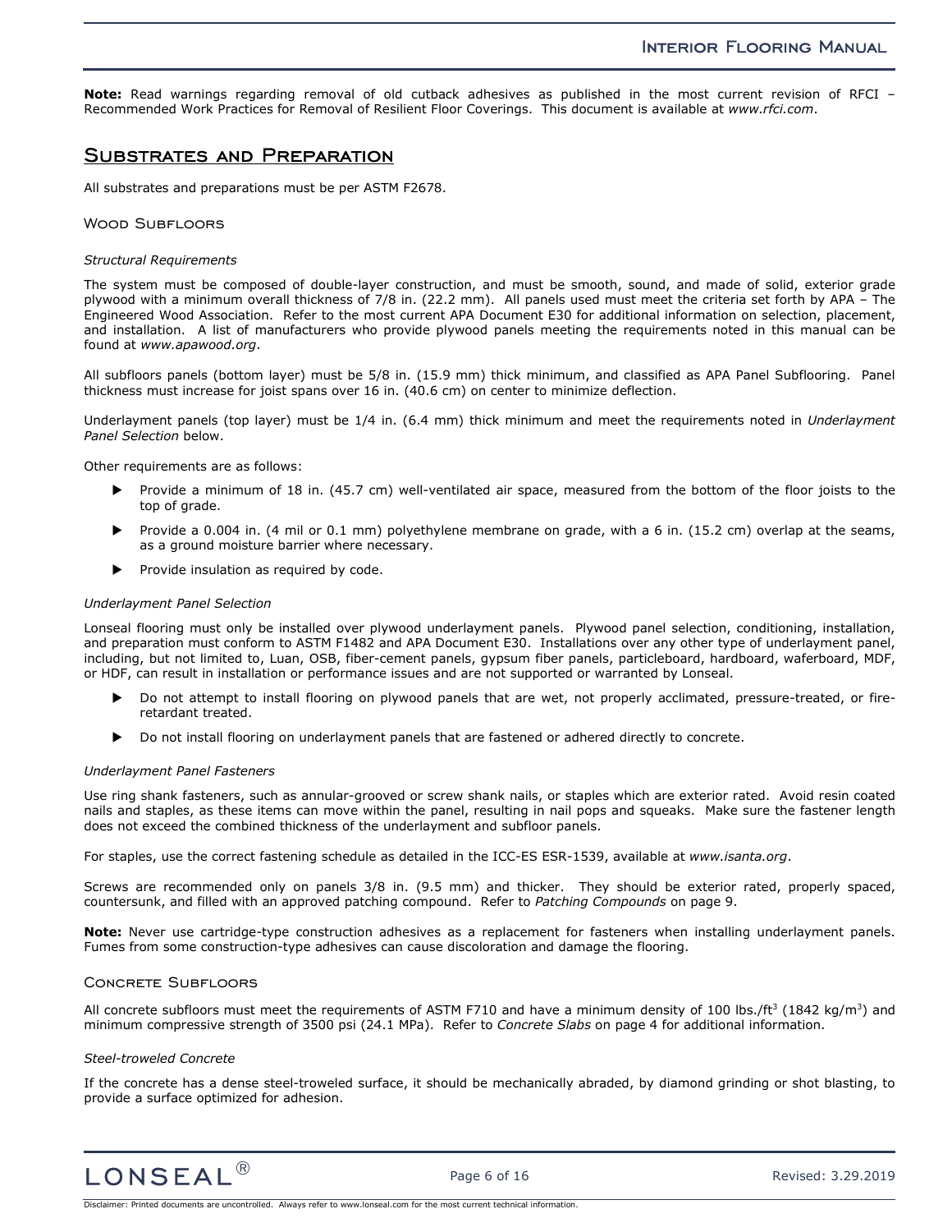**Note:** Read warnings regarding removal of old cutback adhesives as published in the most current revision of RFCI – Recommended Work Practices for Removal of Resilient Floor Coverings. This document is available at *www.rfci.com*.

## Substrates and Preparation

All substrates and preparations must be per ASTM F2678.

### Wood Subfloors

*Structural Requirements*

The system must be composed of double-layer construction, and must be smooth, sound, and made of solid, exterior grade plywood with a minimum overall thickness of 7/8 in. (22.2 mm). All panels used must meet the criteria set forth by APA – The Engineered Wood Association. Refer to the most current APA Document E30 for additional information on selection, placement, and installation. A list of manufacturers who provide plywood panels meeting the requirements noted in this manual can be found at *www.apawood.org*.

All subfloors panels (bottom layer) must be 5/8 in. (15.9 mm) thick minimum, and classified as APA Panel Subflooring. Panel thickness must increase for joist spans over 16 in. (40.6 cm) on center to minimize deflection.

Underlayment panels (top layer) must be 1/4 in. (6.4 mm) thick minimum and meet the requirements noted in *Underlayment Panel Selection* below.

Other requirements are as follows:

- Provide a minimum of 18 in. (45.7 cm) well-ventilated air space, measured from the bottom of the floor joists to the top of grade.
- Provide a 0.004 in. (4 mil or 0.1 mm) polyethylene membrane on grade, with a 6 in. (15.2 cm) overlap at the seams, as a ground moisture barrier where necessary.
- Provide insulation as required by code.

*Underlayment Panel Selection*

Lonseal flooring must only be installed over plywood underlayment panels. Plywood panel selection, conditioning, installation, and preparation must conform to ASTM F1482 and APA Document E30. Installations over any other type of underlayment panel, including, but not limited to, Luan, OSB, fiber-cement panels, gypsum fiber panels, particleboard, hardboard, waferboard, MDF, or HDF, can result in installation or performance issues and are not supported or warranted by Lonseal.

- Do not attempt to install flooring on plywood panels that are wet, not properly acclimated, pressure-treated, or fire-retardant treated.
- Do not install flooring on underlayment panels that are fastened or adhered directly to concrete.

*Underlayment Panel Fasteners*

Use ring shank fasteners, such as annular-grooved or screw shank nails, or staples which are exterior rated. Avoid resin coated nails and staples, as these items can move within the panel, resulting in nail pops and squeaks. Make sure the fastener length does not exceed the combined thickness of the underlayment and subfloor panels.

For staples, use the correct fastening schedule as detailed in the ICC-ES ESR-1539, available at *www.isanta.org*.

Screws are recommended only on panels 3/8 in. (9.5 mm) and thicker. They should be exterior rated, properly spaced, countersunk, and filled with an approved patching compound. Refer to *Patching Compounds* on page 9.

**Note:** Never use cartridge-type construction adhesives as a replacement for fasteners when installing underlayment panels. Fumes from some construction-type adhesives can cause discoloration and damage the flooring.

### Concrete Subfloors

All concrete subfloors must meet the requirements of ASTM F710 and have a minimum density of 100 lbs./ft$^3$ (1842 kg/m$^3$) and minimum compressive strength of 3500 psi (24.1 MPa). Refer to *Concrete Slabs* on page 4 for additional information.

*Steel-troweled Concrete*

If the concrete has a dense steel-troweled surface, it should be mechanically abraded, by diamond grinding or shot blasting, to provide a surface optimized for adhesion.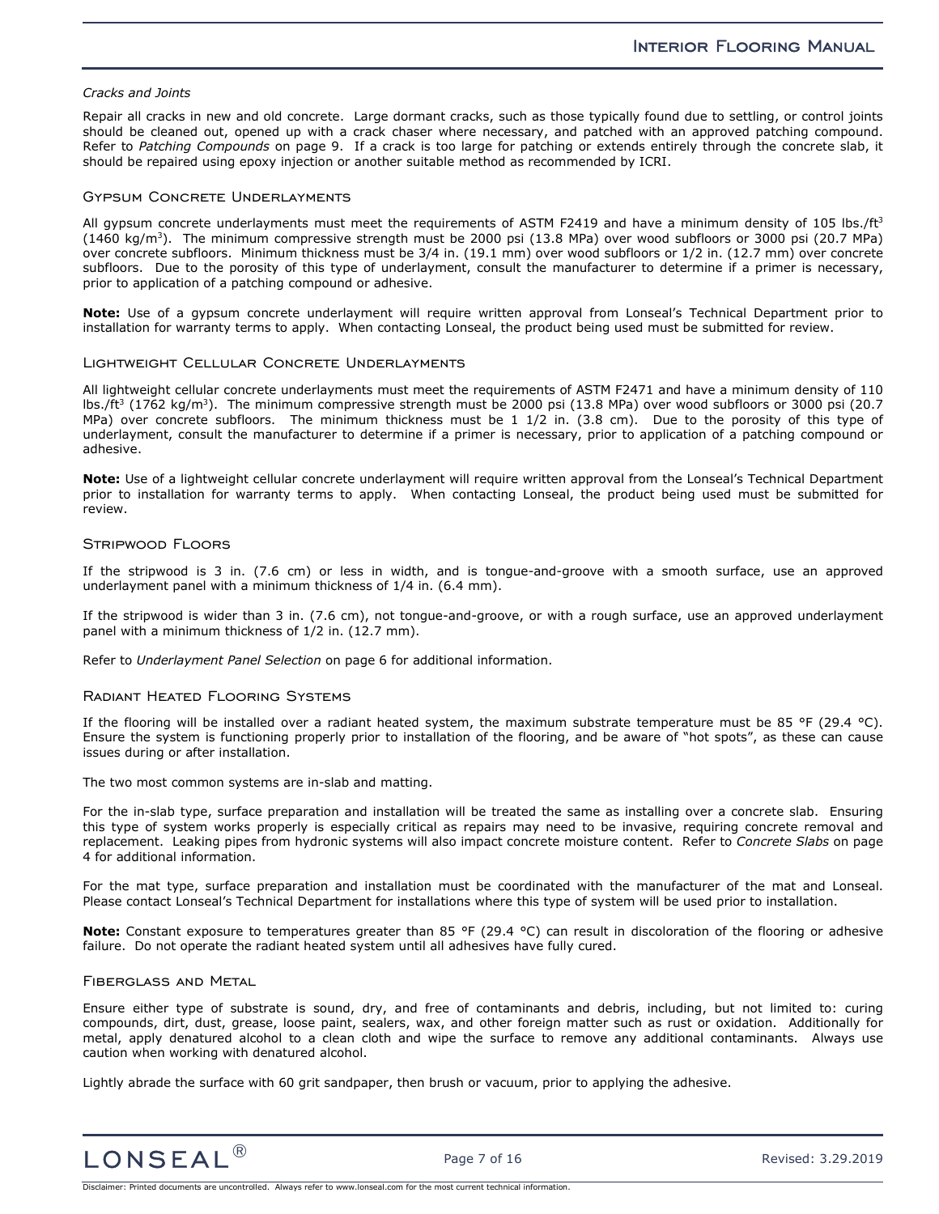*Cracks and Joints*

Repair all cracks in new and old concrete. Large dormant cracks, such as those typically found due to settling, or control joints should be cleaned out, opened up with a crack chaser where necessary, and patched with an approved patching compound. Refer to *Patching Compounds* on page 9. If a crack is too large for patching or extends entirely through the concrete slab, it should be repaired using epoxy injection or another suitable method as recommended by ICRI.

### Gypsum Concrete Underlayments

All gypsum concrete underlayments must meet the requirements of ASTM F2419 and have a minimum density of 105 lbs./ft$^3$ (1460 kg/m$^3$). The minimum compressive strength must be 2000 psi (13.8 MPa) over wood subfloors or 3000 psi (20.7 MPa) over concrete subfloors. Minimum thickness must be 3/4 in. (19.1 mm) over wood subfloors or 1/2 in. (12.7 mm) over concrete subfloors. Due to the porosity of this type of underlayment, consult the manufacturer to determine if a primer is necessary, prior to application of a patching compound or adhesive.

**Note:** Use of a gypsum concrete underlayment will require written approval from Lonseal's Technical Department prior to installation for warranty terms to apply. When contacting Lonseal, the product being used must be submitted for review.

### Lightweight Cellular Concrete Underlayments

All lightweight cellular concrete underlayments must meet the requirements of ASTM F2471 and have a minimum density of 110 lbs./ft$^3$ (1762 kg/m$^3$). The minimum compressive strength must be 2000 psi (13.8 MPa) over wood subfloors or 3000 psi (20.7 MPa) over concrete subfloors. The minimum thickness must be 1 1/2 in. (3.8 cm). Due to the porosity of this type of underlayment, consult the manufacturer to determine if a primer is necessary, prior to application of a patching compound or adhesive.

**Note:** Use of a lightweight cellular concrete underlayment will require written approval from the Lonseal's Technical Department prior to installation for warranty terms to apply. When contacting Lonseal, the product being used must be submitted for review.

### Stripwood Floors

If the stripwood is 3 in. (7.6 cm) or less in width, and is tongue-and-groove with a smooth surface, use an approved underlayment panel with a minimum thickness of 1/4 in. (6.4 mm).

If the stripwood is wider than 3 in. (7.6 cm), not tongue-and-groove, or with a rough surface, use an approved underlayment panel with a minimum thickness of 1/2 in. (12.7 mm).

Refer to *Underlayment Panel Selection* on page 6 for additional information.

### Radiant Heated Flooring Systems

If the flooring will be installed over a radiant heated system, the maximum substrate temperature must be 85 °F (29.4 °C). Ensure the system is functioning properly prior to installation of the flooring, and be aware of "hot spots", as these can cause issues during or after installation.

The two most common systems are in-slab and matting.

For the in-slab type, surface preparation and installation will be treated the same as installing over a concrete slab. Ensuring this type of system works properly is especially critical as repairs may need to be invasive, requiring concrete removal and replacement. Leaking pipes from hydronic systems will also impact concrete moisture content. Refer to *Concrete Slabs* on page 4 for additional information.

For the mat type, surface preparation and installation must be coordinated with the manufacturer of the mat and Lonseal. Please contact Lonseal's Technical Department for installations where this type of system will be used prior to installation.

**Note:** Constant exposure to temperatures greater than 85 °F (29.4 °C) can result in discoloration of the flooring or adhesive failure. Do not operate the radiant heated system until all adhesives have fully cured.

### Fiberglass and Metal

Ensure either type of substrate is sound, dry, and free of contaminants and debris, including, but not limited to: curing compounds, dirt, dust, grease, loose paint, sealers, wax, and other foreign matter such as rust or oxidation. Additionally for metal, apply denatured alcohol to a clean cloth and wipe the surface to remove any additional contaminants. Always use caution when working with denatured alcohol.

Lightly abrade the surface with 60 grit sandpaper, then brush or vacuum, prior to applying the adhesive.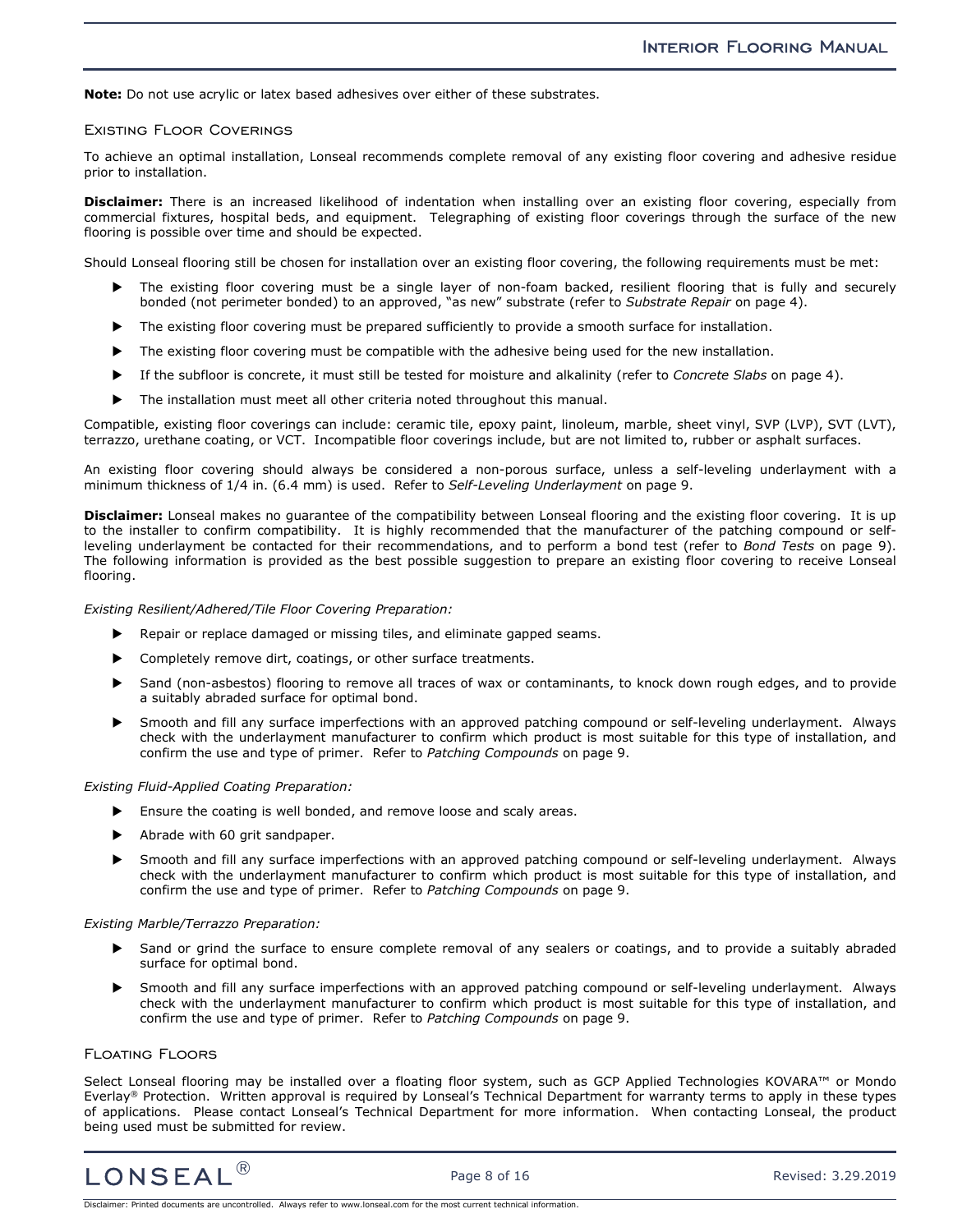**Note:** Do not use acrylic or latex based adhesives over either of these substrates.

## Existing Floor Coverings

To achieve an optimal installation, Lonseal recommends complete removal of any existing floor covering and adhesive residue prior to installation.

**Disclaimer:** There is an increased likelihood of indentation when installing over an existing floor covering, especially from commercial fixtures, hospital beds, and equipment. Telegraphing of existing floor coverings through the surface of the new flooring is possible over time and should be expected.

Should Lonseal flooring still be chosen for installation over an existing floor covering, the following requirements must be met:

- The existing floor covering must be a single layer of non-foam backed, resilient flooring that is fully and securely bonded (not perimeter bonded) to an approved, "as new" substrate (refer to *Substrate Repair* on page 4).
- The existing floor covering must be prepared sufficiently to provide a smooth surface for installation.
- The existing floor covering must be compatible with the adhesive being used for the new installation.
- If the subfloor is concrete, it must still be tested for moisture and alkalinity (refer to *Concrete Slabs* on page 4).
- The installation must meet all other criteria noted throughout this manual.

Compatible, existing floor coverings can include: ceramic tile, epoxy paint, linoleum, marble, sheet vinyl, SVP (LVP), SVT (LVT), terrazzo, urethane coating, or VCT. Incompatible floor coverings include, but are not limited to, rubber or asphalt surfaces.

An existing floor covering should always be considered a non-porous surface, unless a self-leveling underlayment with a minimum thickness of 1/4 in. (6.4 mm) is used. Refer to *Self-Leveling Underlayment* on page 9.

**Disclaimer:** Lonseal makes no guarantee of the compatibility between Lonseal flooring and the existing floor covering. It is up to the installer to confirm compatibility. It is highly recommended that the manufacturer of the patching compound or self-leveling underlayment be contacted for their recommendations, and to perform a bond test (refer to *Bond Tests* on page 9). The following information is provided as the best possible suggestion to prepare an existing floor covering to receive Lonseal flooring.

*Existing Resilient/Adhered/Tile Floor Covering Preparation:*

- Repair or replace damaged or missing tiles, and eliminate gapped seams.
- Completely remove dirt, coatings, or other surface treatments.
- Sand (non-asbestos) flooring to remove all traces of wax or contaminants, to knock down rough edges, and to provide a suitably abraded surface for optimal bond.
- Smooth and fill any surface imperfections with an approved patching compound or self-leveling underlayment. Always check with the underlayment manufacturer to confirm which product is most suitable for this type of installation, and confirm the use and type of primer. Refer to *Patching Compounds* on page 9.

*Existing Fluid-Applied Coating Preparation:*

- Ensure the coating is well bonded, and remove loose and scaly areas.
- Abrade with 60 grit sandpaper.
- Smooth and fill any surface imperfections with an approved patching compound or self-leveling underlayment. Always check with the underlayment manufacturer to confirm which product is most suitable for this type of installation, and confirm the use and type of primer. Refer to *Patching Compounds* on page 9.

*Existing Marble/Terrazzo Preparation:*

- Sand or grind the surface to ensure complete removal of any sealers or coatings, and to provide a suitably abraded surface for optimal bond.
- Smooth and fill any surface imperfections with an approved patching compound or self-leveling underlayment. Always check with the underlayment manufacturer to confirm which product is most suitable for this type of installation, and confirm the use and type of primer. Refer to *Patching Compounds* on page 9.

## Floating Floors

Select Lonseal flooring may be installed over a floating floor system, such as GCP Applied Technologies KOVARA™ or Mondo Everlay® Protection. Written approval is required by Lonseal's Technical Department for warranty terms to apply in these types of applications. Please contact Lonseal's Technical Department for more information. When contacting Lonseal, the product being used must be submitted for review.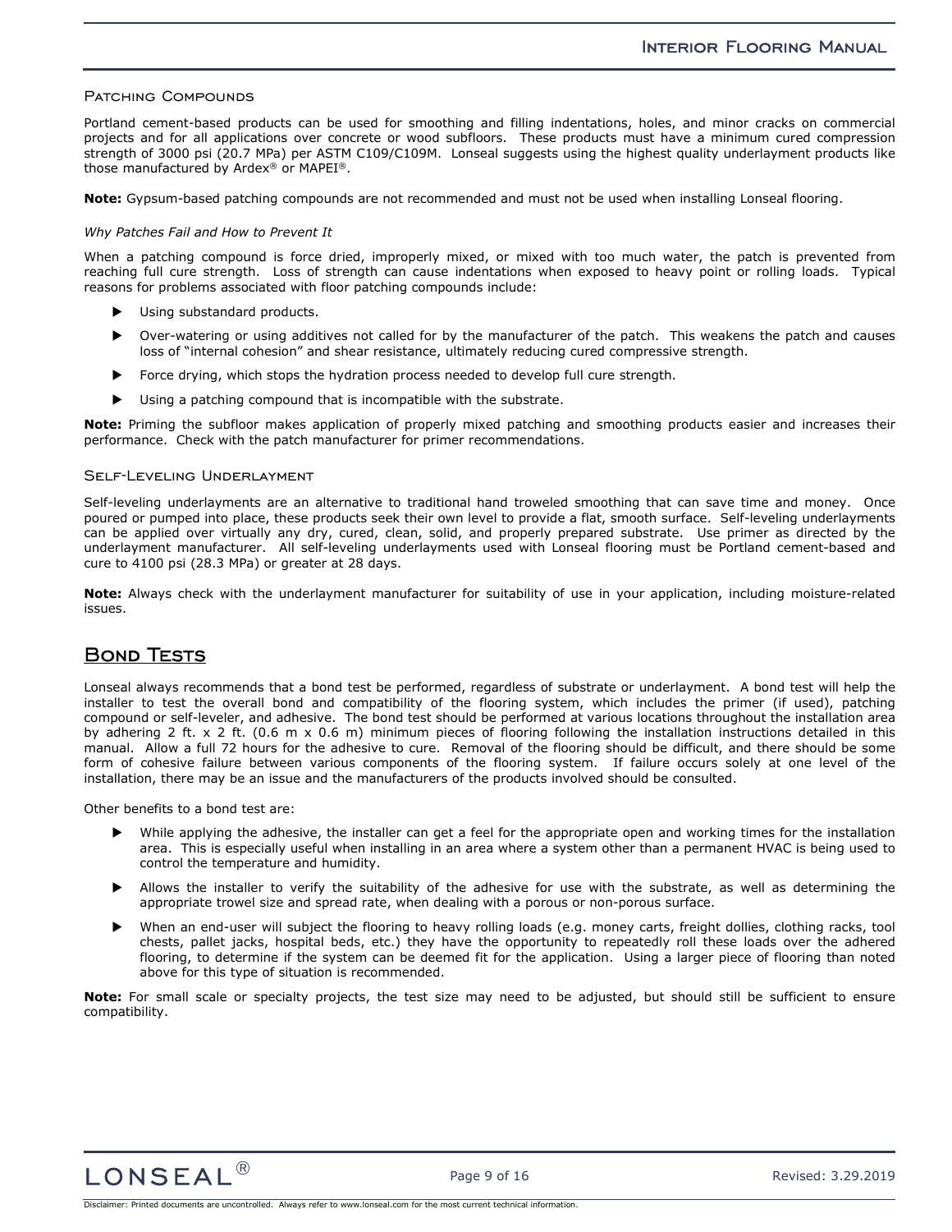### Patching Compounds

Portland cement-based products can be used for smoothing and filling indentations, holes, and minor cracks on commercial projects and for all applications over concrete or wood subfloors. These products must have a minimum cured compression strength of 3000 psi (20.7 MPa) per ASTM C109/C109M. Lonseal suggests using the highest quality underlayment products like those manufactured by Ardex® or MAPEI®.

**Note:** Gypsum-based patching compounds are not recommended and must not be used when installing Lonseal flooring.

*Why Patches Fail and How to Prevent It*

When a patching compound is force dried, improperly mixed, or mixed with too much water, the patch is prevented from reaching full cure strength. Loss of strength can cause indentations when exposed to heavy point or rolling loads. Typical reasons for problems associated with floor patching compounds include:

- Using substandard products.
- Over-watering or using additives not called for by the manufacturer of the patch. This weakens the patch and causes loss of "internal cohesion" and shear resistance, ultimately reducing cured compressive strength.
- Force drying, which stops the hydration process needed to develop full cure strength.
- Using a patching compound that is incompatible with the substrate.

**Note:** Priming the subfloor makes application of properly mixed patching and smoothing products easier and increases their performance. Check with the patch manufacturer for primer recommendations.

### Self-Leveling Underlayment

Self-leveling underlayments are an alternative to traditional hand troweled smoothing that can save time and money. Once poured or pumped into place, these products seek their own level to provide a flat, smooth surface. Self-leveling underlayments can be applied over virtually any dry, cured, clean, solid, and properly prepared substrate. Use primer as directed by the underlayment manufacturer. All self-leveling underlayments used with Lonseal flooring must be Portland cement-based and cure to 4100 psi (28.3 MPa) or greater at 28 days.

**Note:** Always check with the underlayment manufacturer for suitability of use in your application, including moisture-related issues.

## Bond Tests

Lonseal always recommends that a bond test be performed, regardless of substrate or underlayment. A bond test will help the installer to test the overall bond and compatibility of the flooring system, which includes the primer (if used), patching compound or self-leveler, and adhesive. The bond test should be performed at various locations throughout the installation area by adhering 2 ft. x 2 ft. (0.6 m x 0.6 m) minimum pieces of flooring following the installation instructions detailed in this manual. Allow a full 72 hours for the adhesive to cure. Removal of the flooring should be difficult, and there should be some form of cohesive failure between various components of the flooring system. If failure occurs solely at one level of the installation, there may be an issue and the manufacturers of the products involved should be consulted.

Other benefits to a bond test are:

- While applying the adhesive, the installer can get a feel for the appropriate open and working times for the installation area. This is especially useful when installing in an area where a system other than a permanent HVAC is being used to control the temperature and humidity.
- Allows the installer to verify the suitability of the adhesive for use with the substrate, as well as determining the appropriate trowel size and spread rate, when dealing with a porous or non-porous surface.
- When an end-user will subject the flooring to heavy rolling loads (e.g. money carts, freight dollies, clothing racks, tool chests, pallet jacks, hospital beds, etc.) they have the opportunity to repeatedly roll these loads over the adhered flooring, to determine if the system can be deemed fit for the application. Using a larger piece of flooring than noted above for this type of situation is recommended.

**Note:** For small scale or specialty projects, the test size may need to be adjusted, but should still be sufficient to ensure compatibility.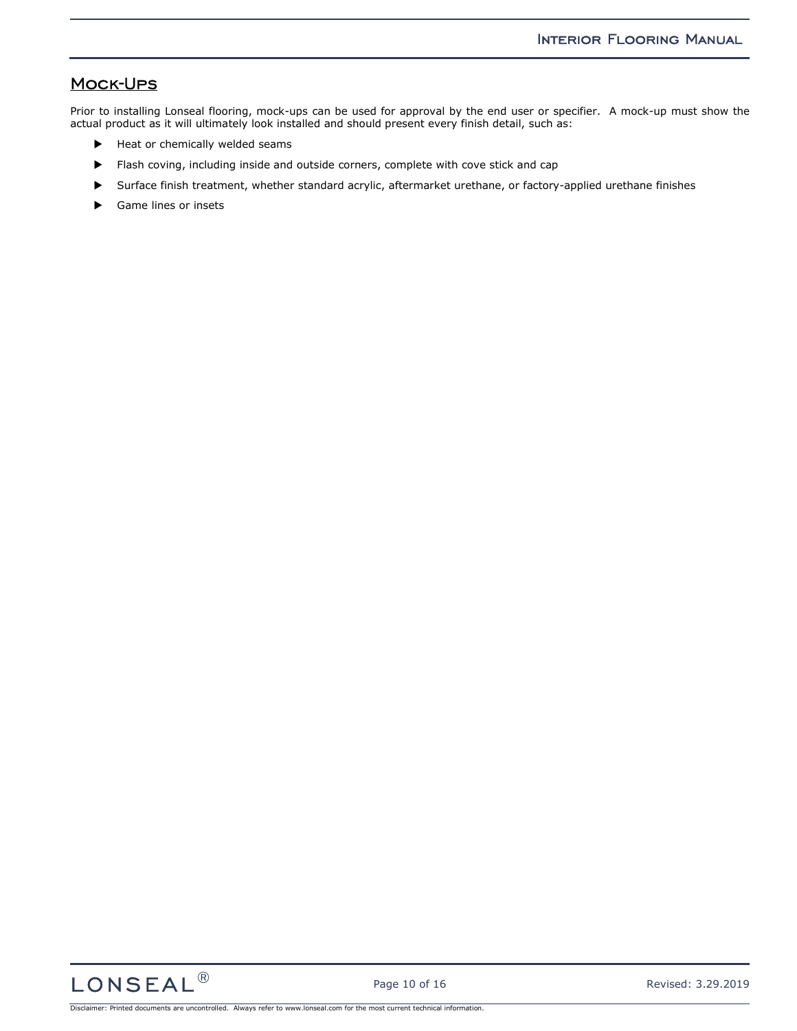## Mock-Ups

Prior to installing Lonseal flooring, mock-ups can be used for approval by the end user or specifier. A mock-up must show the actual product as it will ultimately look installed and should present every finish detail, such as:

- Heat or chemically welded seams
- Flash coving, including inside and outside corners, complete with cove stick and cap
- Surface finish treatment, whether standard acrylic, aftermarket urethane, or factory-applied urethane finishes
- Game lines or insets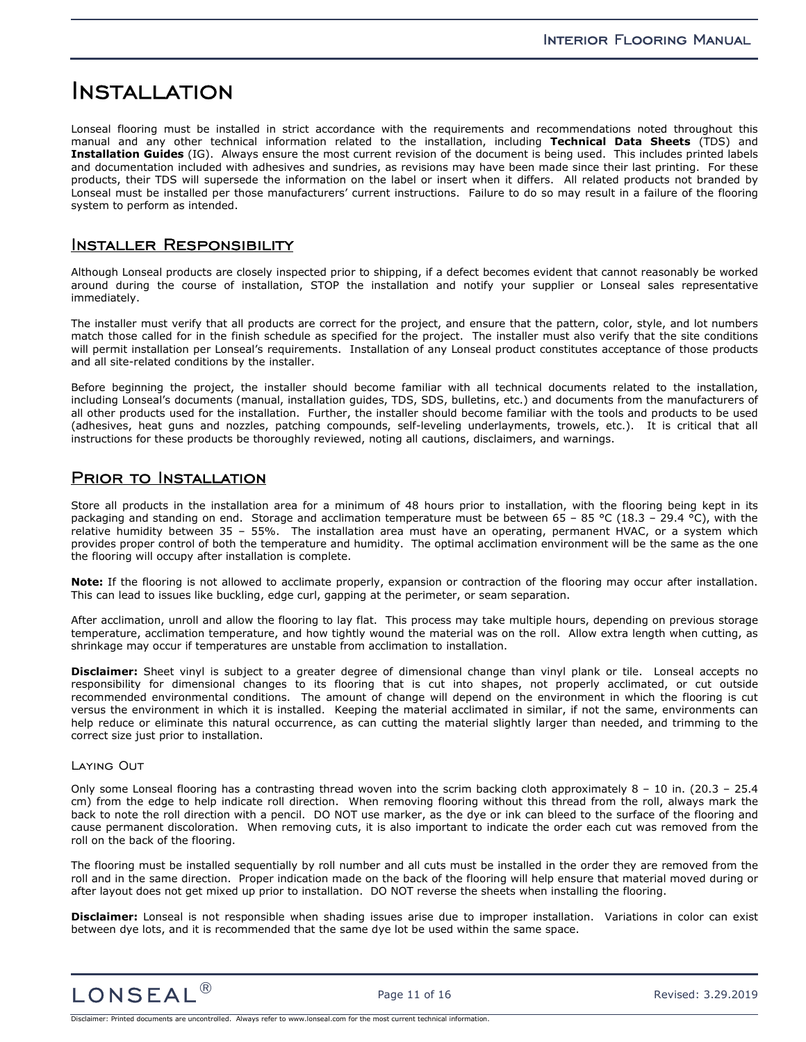// Note: the running header "Interior Flooring Manual", the LONSEAL footer logo, "Page 11 of 16", the revision date and the printed-document disclaimer line were omitted as page furniture.
// Note: the source reads "65 – 85 °C (18.3 – 29.4 °C)"; this appears to be a typo for °F in the original, but it is reproduced as printed.

# Installation

Lonseal flooring must be installed in strict accordance with the requirements and recommendations noted throughout this manual and any other technical information related to the installation, including **Technical Data Sheets** (TDS) and **Installation Guides** (IG). Always ensure the most current revision of the document is being used. This includes printed labels and documentation included with adhesives and sundries, as revisions may have been made since their last printing. For these products, their TDS will supersede the information on the label or insert when it differs. All related products not branded by Lonseal must be installed per those manufacturers' current instructions. Failure to do so may result in a failure of the flooring system to perform as intended.

## Installer Responsibility

Although Lonseal products are closely inspected prior to shipping, if a defect becomes evident that cannot reasonably be worked around during the course of installation, STOP the installation and notify your supplier or Lonseal sales representative immediately.

The installer must verify that all products are correct for the project, and ensure that the pattern, color, style, and lot numbers match those called for in the finish schedule as specified for the project. The installer must also verify that the site conditions will permit installation per Lonseal's requirements. Installation of any Lonseal product constitutes acceptance of those products and all site-related conditions by the installer.

Before beginning the project, the installer should become familiar with all technical documents related to the installation, including Lonseal's documents (manual, installation guides, TDS, SDS, bulletins, etc.) and documents from the manufacturers of all other products used for the installation. Further, the installer should become familiar with the tools and products to be used (adhesives, heat guns and nozzles, patching compounds, self-leveling underlayments, trowels, etc.). It is critical that all instructions for these products be thoroughly reviewed, noting all cautions, disclaimers, and warnings.

## Prior to Installation

Store all products in the installation area for a minimum of 48 hours prior to installation, with the flooring being kept in its packaging and standing on end. Storage and acclimation temperature must be between 65 – 85 °C (18.3 – 29.4 °C), with the relative humidity between 35 – 55%. The installation area must have an operating, permanent HVAC, or a system which provides proper control of both the temperature and humidity. The optimal acclimation environment will be the same as the one the flooring will occupy after installation is complete.

**Note:** If the flooring is not allowed to acclimate properly, expansion or contraction of the flooring may occur after installation. This can lead to issues like buckling, edge curl, gapping at the perimeter, or seam separation.

After acclimation, unroll and allow the flooring to lay flat. This process may take multiple hours, depending on previous storage temperature, acclimation temperature, and how tightly wound the material was on the roll. Allow extra length when cutting, as shrinkage may occur if temperatures are unstable from acclimation to installation.

**Disclaimer:** Sheet vinyl is subject to a greater degree of dimensional change than vinyl plank or tile. Lonseal accepts no responsibility for dimensional changes to its flooring that is cut into shapes, not properly acclimated, or cut outside recommended environmental conditions. The amount of change will depend on the environment in which the flooring is cut versus the environment in which it is installed. Keeping the material acclimated in similar, if not the same, environments can help reduce or eliminate this natural occurrence, as can cutting the material slightly larger than needed, and trimming to the correct size just prior to installation.

### Laying Out

Only some Lonseal flooring has a contrasting thread woven into the scrim backing cloth approximately 8 – 10 in. (20.3 – 25.4 cm) from the edge to help indicate roll direction. When removing flooring without this thread from the roll, always mark the back to note the roll direction with a pencil. DO NOT use marker, as the dye or ink can bleed to the surface of the flooring and cause permanent discoloration. When removing cuts, it is also important to indicate the order each cut was removed from the roll on the back of the flooring.

The flooring must be installed sequentially by roll number and all cuts must be installed in the order they are removed from the roll and in the same direction. Proper indication made on the back of the flooring will help ensure that material moved during or after layout does not get mixed up prior to installation. DO NOT reverse the sheets when installing the flooring.

**Disclaimer:** Lonseal is not responsible when shading issues arise due to improper installation. Variations in color can exist between dye lots, and it is recommended that the same dye lot be used within the same space.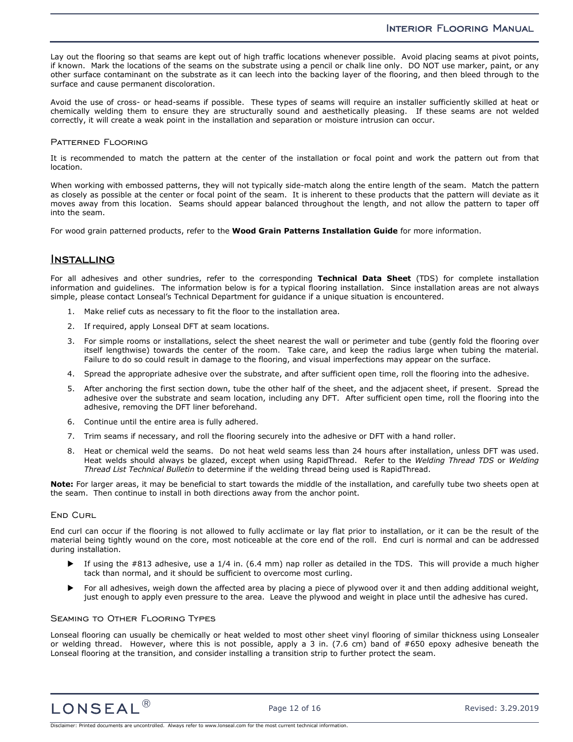Lay out the flooring so that seams are kept out of high traffic locations whenever possible. Avoid placing seams at pivot points, if known. Mark the locations of the seams on the substrate using a pencil or chalk line only. DO NOT use marker, paint, or any other surface contaminant on the substrate as it can leech into the backing layer of the flooring, and then bleed through to the surface and cause permanent discoloration.

Avoid the use of cross- or head-seams if possible. These types of seams will require an installer sufficiently skilled at heat or chemically welding them to ensure they are structurally sound and aesthetically pleasing. If these seams are not welded correctly, it will create a weak point in the installation and separation or moisture intrusion can occur.

### Patterned Flooring

It is recommended to match the pattern at the center of the installation or focal point and work the pattern out from that location.

When working with embossed patterns, they will not typically side-match along the entire length of the seam. Match the pattern as closely as possible at the center or focal point of the seam. It is inherent to these products that the pattern will deviate as it moves away from this location. Seams should appear balanced throughout the length, and not allow the pattern to taper off into the seam.

For wood grain patterned products, refer to the **Wood Grain Patterns Installation Guide** for more information.

## Installing

For all adhesives and other sundries, refer to the corresponding **Technical Data Sheet** (TDS) for complete installation information and guidelines. The information below is for a typical flooring installation. Since installation areas are not always simple, please contact Lonseal's Technical Department for guidance if a unique situation is encountered.

1. Make relief cuts as necessary to fit the floor to the installation area.
2. If required, apply Lonseal DFT at seam locations.
3. For simple rooms or installations, select the sheet nearest the wall or perimeter and tube (gently fold the flooring over itself lengthwise) towards the center of the room. Take care, and keep the radius large when tubing the material. Failure to do so could result in damage to the flooring, and visual imperfections may appear on the surface.
4. Spread the appropriate adhesive over the substrate, and after sufficient open time, roll the flooring into the adhesive.
5. After anchoring the first section down, tube the other half of the sheet, and the adjacent sheet, if present. Spread the adhesive over the substrate and seam location, including any DFT. After sufficient open time, roll the flooring into the adhesive, removing the DFT liner beforehand.
6. Continue until the entire area is fully adhered.
7. Trim seams if necessary, and roll the flooring securely into the adhesive or DFT with a hand roller.
8. Heat or chemical weld the seams. Do not heat weld seams less than 24 hours after installation, unless DFT was used. Heat welds should always be glazed, except when using RapidThread. Refer to the *Welding Thread TDS* or *Welding Thread List Technical Bulletin* to determine if the welding thread being used is RapidThread.

**Note:** For larger areas, it may be beneficial to start towards the middle of the installation, and carefully tube two sheets open at the seam. Then continue to install in both directions away from the anchor point.

### End Curl

End curl can occur if the flooring is not allowed to fully acclimate or lay flat prior to installation, or it can be the result of the material being tightly wound on the core, most noticeable at the core end of the roll. End curl is normal and can be addressed during installation.

- If using the #813 adhesive, use a 1/4 in. (6.4 mm) nap roller as detailed in the TDS. This will provide a much higher tack than normal, and it should be sufficient to overcome most curling.
- For all adhesives, weigh down the affected area by placing a piece of plywood over it and then adding additional weight, just enough to apply even pressure to the area. Leave the plywood and weight in place until the adhesive has cured.

### Seaming to Other Flooring Types

Lonseal flooring can usually be chemically or heat welded to most other sheet vinyl flooring of similar thickness using Lonsealer or welding thread. However, where this is not possible, apply a 3 in. (7.6 cm) band of #650 epoxy adhesive beneath the Lonseal flooring at the transition, and consider installing a transition strip to further protect the seam.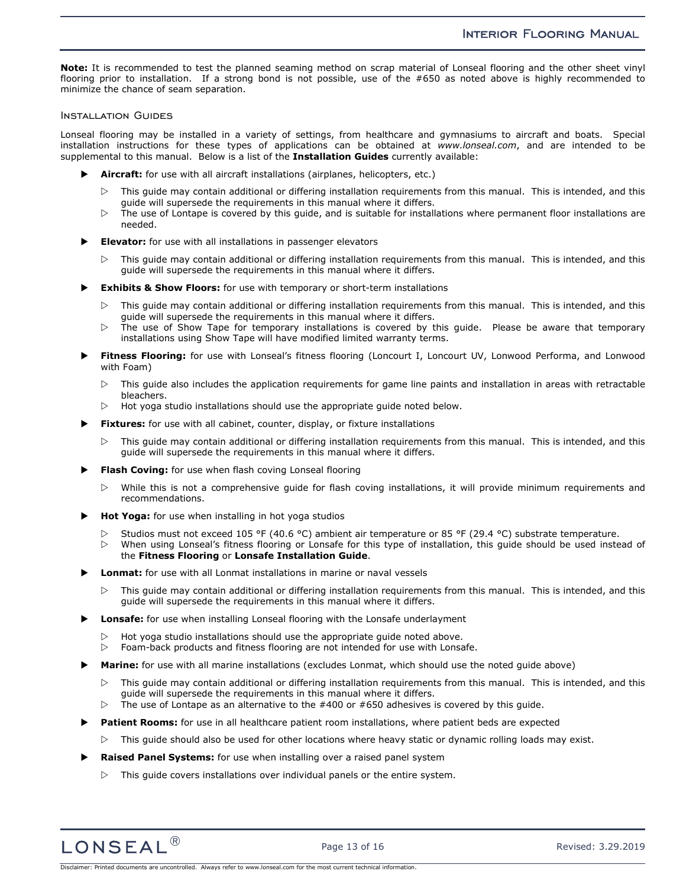**Note:** It is recommended to test the planned seaming method on scrap material of Lonseal flooring and the other sheet vinyl flooring prior to installation. If a strong bond is not possible, use of the #650 as noted above is highly recommended to minimize the chance of seam separation.

### Installation Guides

Lonseal flooring may be installed in a variety of settings, from healthcare and gymnasiums to aircraft and boats. Special installation instructions for these types of applications can be obtained at *www.lonseal.com*, and are intended to be supplemental to this manual. Below is a list of the **Installation Guides** currently available:

- **Aircraft:** for use with all aircraft installations (airplanes, helicopters, etc.)
  - This guide may contain additional or differing installation requirements from this manual. This is intended, and this guide will supersede the requirements in this manual where it differs.
  - The use of Lontape is covered by this guide, and is suitable for installations where permanent floor installations are needed.
- **Elevator:** for use with all installations in passenger elevators
  - This guide may contain additional or differing installation requirements from this manual. This is intended, and this guide will supersede the requirements in this manual where it differs.
- **Exhibits & Show Floors:** for use with temporary or short-term installations
  - This guide may contain additional or differing installation requirements from this manual. This is intended, and this guide will supersede the requirements in this manual where it differs.
  - The use of Show Tape for temporary installations is covered by this guide. Please be aware that temporary installations using Show Tape will have modified limited warranty terms.
- **Fitness Flooring:** for use with Lonseal's fitness flooring (Loncourt I, Loncourt UV, Lonwood Performa, and Lonwood with Foam)
  - This guide also includes the application requirements for game line paints and installation in areas with retractable bleachers.
  - Hot yoga studio installations should use the appropriate guide noted below.
- **Fixtures:** for use with all cabinet, counter, display, or fixture installations
  - This guide may contain additional or differing installation requirements from this manual. This is intended, and this guide will supersede the requirements in this manual where it differs.
- **Flash Coving:** for use when flash coving Lonseal flooring
  - While this is not a comprehensive guide for flash coving installations, it will provide minimum requirements and recommendations.
- **Hot Yoga:** for use when installing in hot yoga studios
  - Studios must not exceed 105 °F (40.6 °C) ambient air temperature or 85 °F (29.4 °C) substrate temperature.
  - When using Lonseal's fitness flooring or Lonsafe for this type of installation, this guide should be used instead of the **Fitness Flooring** or **Lonsafe Installation Guide**.
- **Lonmat:** for use with all Lonmat installations in marine or naval vessels
  - This guide may contain additional or differing installation requirements from this manual. This is intended, and this guide will supersede the requirements in this manual where it differs.
- **Lonsafe:** for use when installing Lonseal flooring with the Lonsafe underlayment
  - Hot yoga studio installations should use the appropriate guide noted above.
  - Foam-back products and fitness flooring are not intended for use with Lonsafe.
- **Marine:** for use with all marine installations (excludes Lonmat, which should use the noted guide above)
  - This guide may contain additional or differing installation requirements from this manual. This is intended, and this guide will supersede the requirements in this manual where it differs.
  - The use of Lontape as an alternative to the #400 or #650 adhesives is covered by this guide.
- **Patient Rooms:** for use in all healthcare patient room installations, where patient beds are expected
  - This guide should also be used for other locations where heavy static or dynamic rolling loads may exist.
- **Raised Panel Systems:** for use when installing over a raised panel system
  - This guide covers installations over individual panels or the entire system.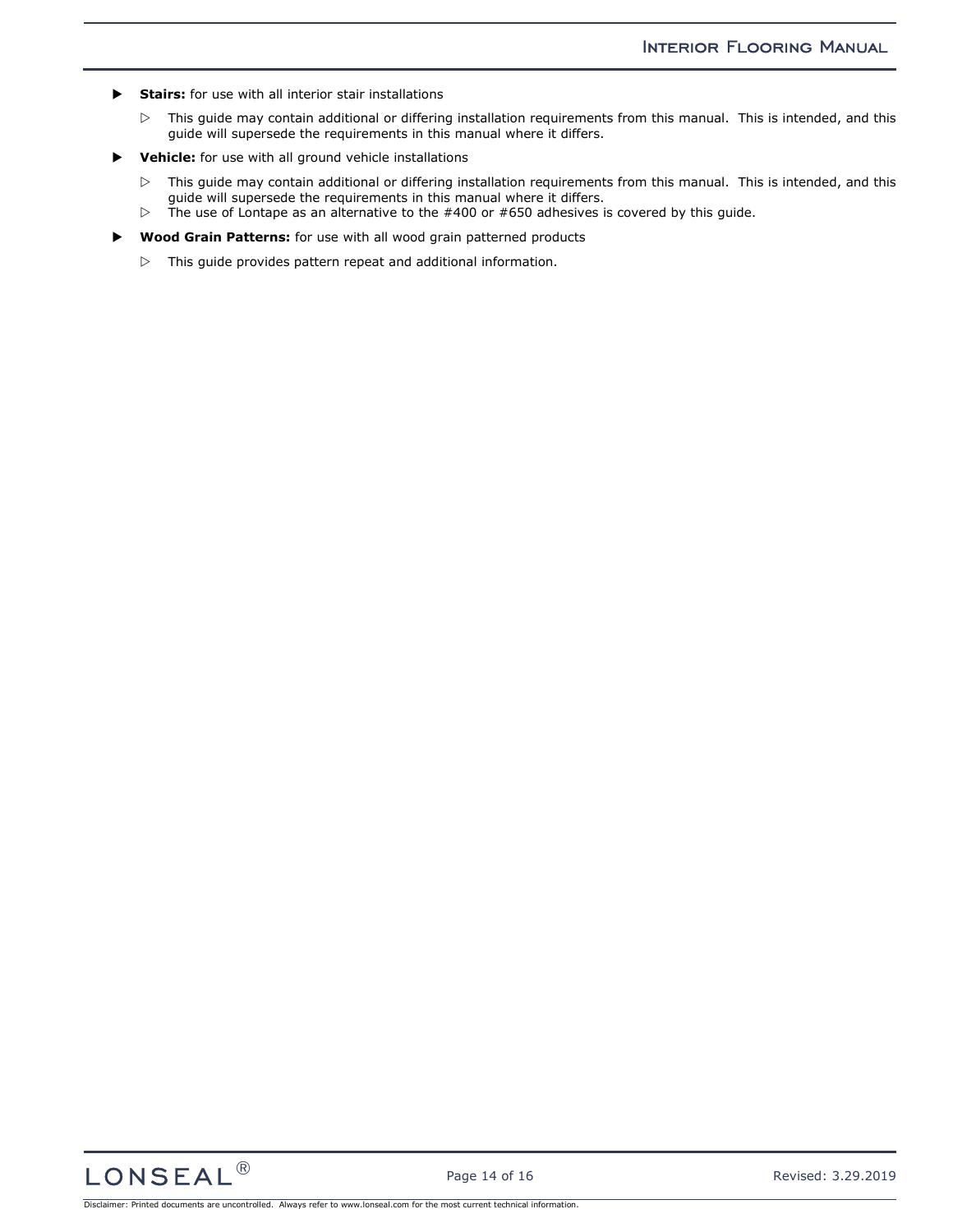- **Stairs:** for use with all interior stair installations
  - This guide may contain additional or differing installation requirements from this manual. This is intended, and this guide will supersede the requirements in this manual where it differs.
- **Vehicle:** for use with all ground vehicle installations
  - This guide may contain additional or differing installation requirements from this manual. This is intended, and this guide will supersede the requirements in this manual where it differs.
  - The use of Lontape as an alternative to the #400 or #650 adhesives is covered by this guide.
- **Wood Grain Patterns:** for use with all wood grain patterned products
  - This guide provides pattern repeat and additional information.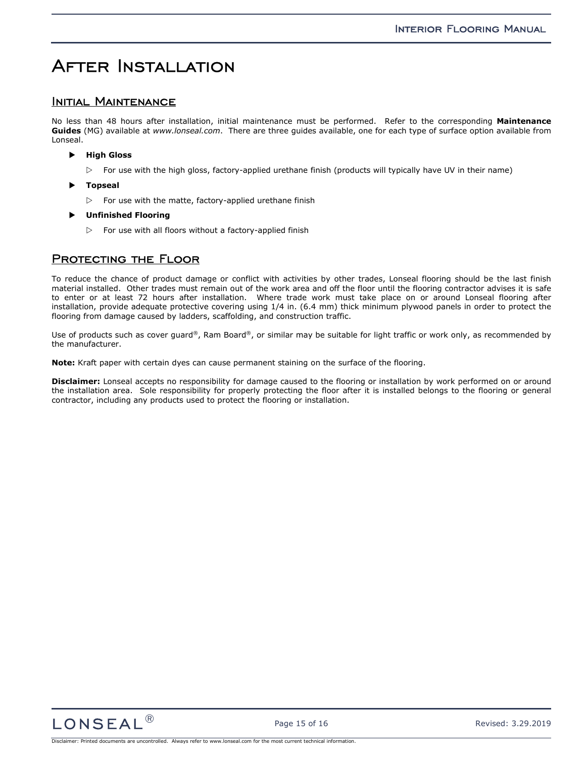# After Installation

## Initial Maintenance

No less than 48 hours after installation, initial maintenance must be performed. Refer to the corresponding **Maintenance Guides** (MG) available at *www.lonseal.com*. There are three guides available, one for each type of surface option available from Lonseal.

- **High Gloss**
  - For use with the high gloss, factory-applied urethane finish (products will typically have UV in their name)
- **Topseal**
  - For use with the matte, factory-applied urethane finish
- **Unfinished Flooring**
  - For use with all floors without a factory-applied finish

## Protecting the Floor

To reduce the chance of product damage or conflict with activities by other trades, Lonseal flooring should be the last finish material installed. Other trades must remain out of the work area and off the floor until the flooring contractor advises it is safe to enter or at least 72 hours after installation. Where trade work must take place on or around Lonseal flooring after installation, provide adequate protective covering using 1/4 in. (6.4 mm) thick minimum plywood panels in order to protect the flooring from damage caused by ladders, scaffolding, and construction traffic.

Use of products such as cover guard®, Ram Board®, or similar may be suitable for light traffic or work only, as recommended by the manufacturer.

**Note:** Kraft paper with certain dyes can cause permanent staining on the surface of the flooring.

**Disclaimer:** Lonseal accepts no responsibility for damage caused to the flooring or installation by work performed on or around the installation area. Sole responsibility for properly protecting the floor after it is installed belongs to the flooring or general contractor, including any products used to protect the flooring or installation.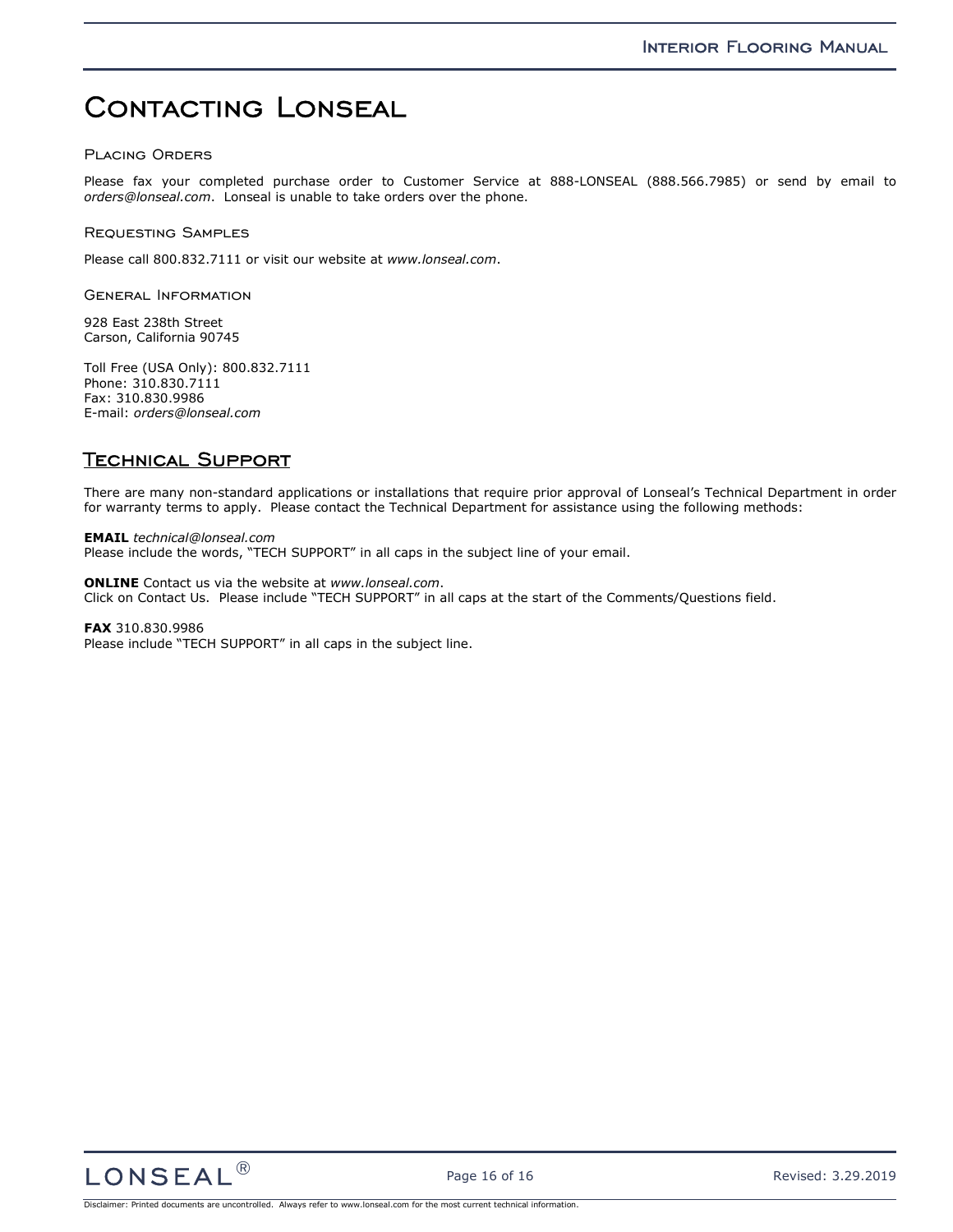# Contacting Lonseal

### Placing Orders

Please fax your completed purchase order to Customer Service at 888-LONSEAL (888.566.7985) or send by email to *orders@lonseal.com*. Lonseal is unable to take orders over the phone.

### Requesting Samples

Please call 800.832.7111 or visit our website at *www.lonseal.com*.

### General Information

928 East 238th Street
Carson, California 90745

Toll Free (USA Only): 800.832.7111
Phone: 310.830.7111
Fax: 310.830.9986
E-mail: *orders@lonseal.com*

## Technical Support

There are many non-standard applications or installations that require prior approval of Lonseal's Technical Department in order for warranty terms to apply. Please contact the Technical Department for assistance using the following methods:

**EMAIL** *technical@lonseal.com*
Please include the words, "TECH SUPPORT" in all caps in the subject line of your email.

**ONLINE** Contact us via the website at *www.lonseal.com*.
Click on Contact Us. Please include "TECH SUPPORT" in all caps at the start of the Comments/Questions field.

**FAX** 310.830.9986
Please include "TECH SUPPORT" in all caps in the subject line.